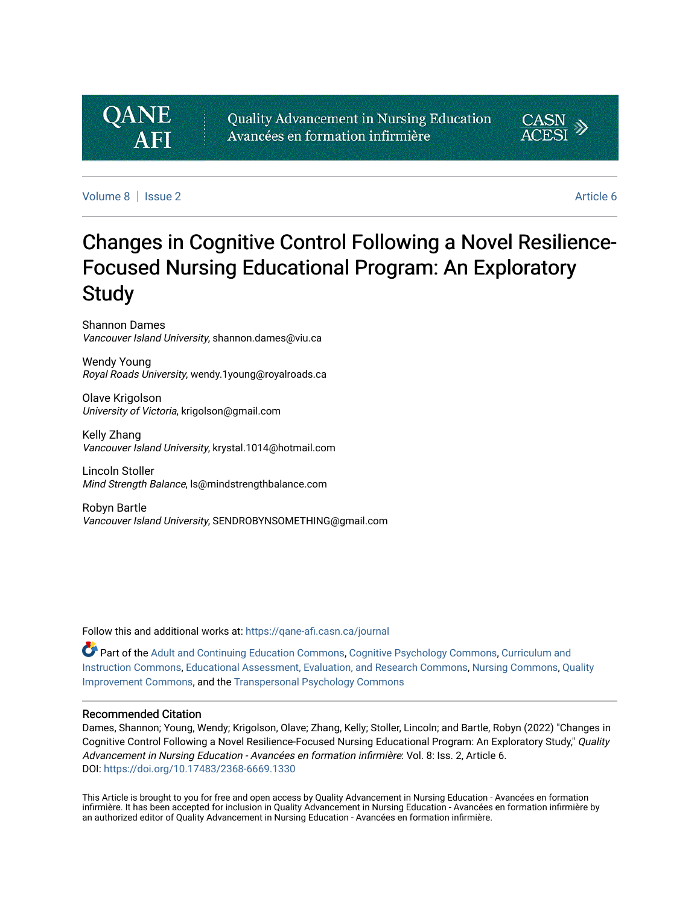QANE AFI

Quality Advancement in Nursing Education
Avancées en formation infirmière

CASN ACESI

Volume 8 | Issue 2 Article 6

# Changes in Cognitive Control Following a Novel Resilience-Focused Nursing Educational Program: An Exploratory Study

Shannon Dames
*Vancouver Island University*, shannon.dames@viu.ca

Wendy Young
*Royal Roads University*, wendy.1young@royalroads.ca

Olave Krigolson
*University of Victoria*, krigolson@gmail.com

Kelly Zhang
*Vancouver Island University*, krystal.1014@hotmail.com

Lincoln Stoller
*Mind Strength Balance*, ls@mindstrengthbalance.com

Robyn Bartle
*Vancouver Island University*, SENDROBYNSOMETHING@gmail.com

Follow this and additional works at: https://qane-afi.casn.ca/journal

Part of the Adult and Continuing Education Commons, Cognitive Psychology Commons, Curriculum and Instruction Commons, Educational Assessment, Evaluation, and Research Commons, Nursing Commons, Quality Improvement Commons, and the Transpersonal Psychology Commons

## Recommended Citation

Dames, Shannon; Young, Wendy; Krigolson, Olave; Zhang, Kelly; Stoller, Lincoln; and Bartle, Robyn (2022) "Changes in Cognitive Control Following a Novel Resilience-Focused Nursing Educational Program: An Exploratory Study," *Quality Advancement in Nursing Education - Avancées en formation infirmière*: Vol. 8: Iss. 2, Article 6.
DOI: https://doi.org/10.17483/2368-6669.1330

This Article is brought to you for free and open access by Quality Advancement in Nursing Education - Avancées en formation infirmière. It has been accepted for inclusion in Quality Advancement in Nursing Education - Avancées en formation infirmière by an authorized editor of Quality Advancement in Nursing Education - Avancées en formation infirmière.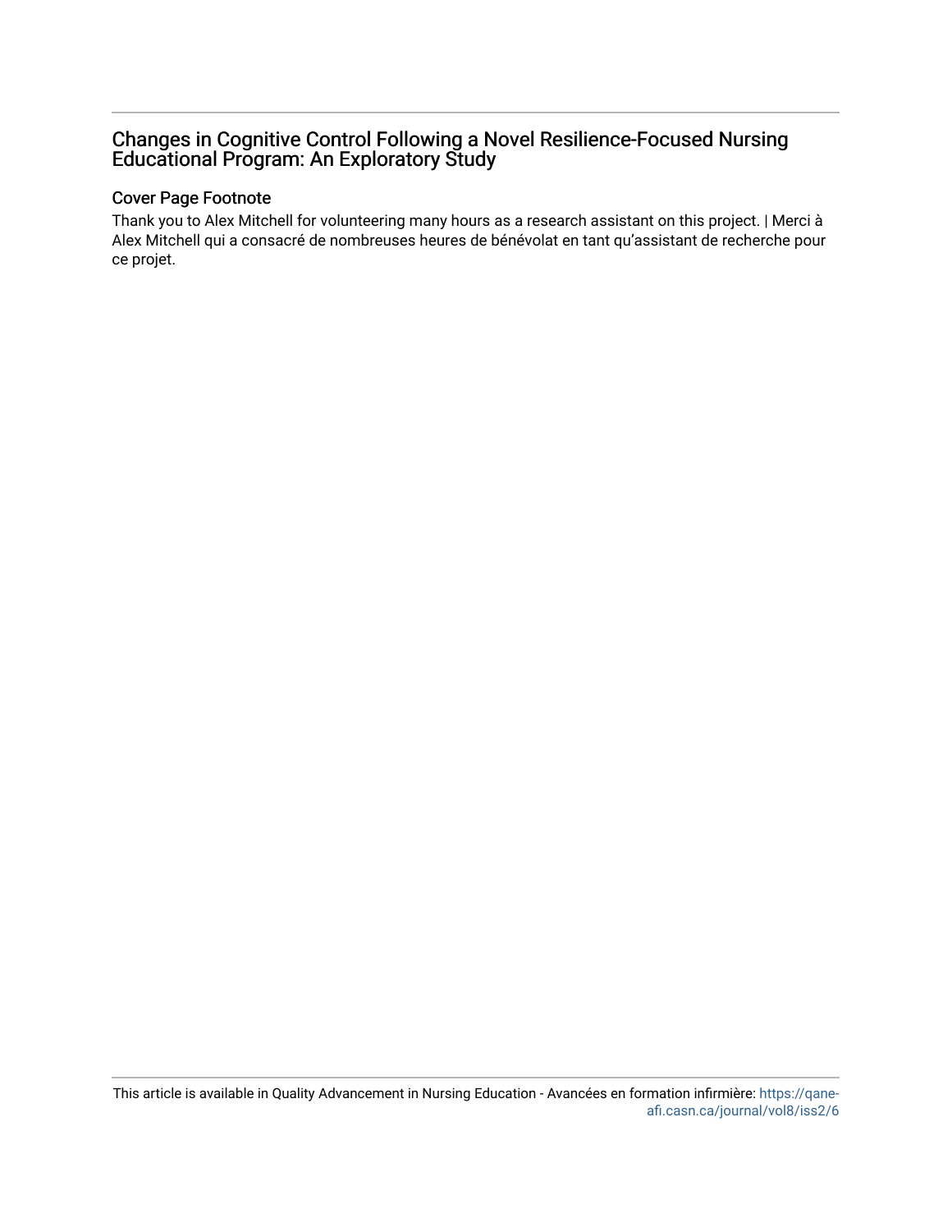# Changes in Cognitive Control Following a Novel Resilience-Focused Nursing Educational Program: An Exploratory Study

## Cover Page Footnote

Thank you to Alex Mitchell for volunteering many hours as a research assistant on this project. | Merci à Alex Mitchell qui a consacré de nombreuses heures de bénévolat en tant qu'assistant de recherche pour ce projet.

This article is available in Quality Advancement in Nursing Education - Avancées en formation infirmière: https://qane-afi.casn.ca/journal/vol8/iss2/6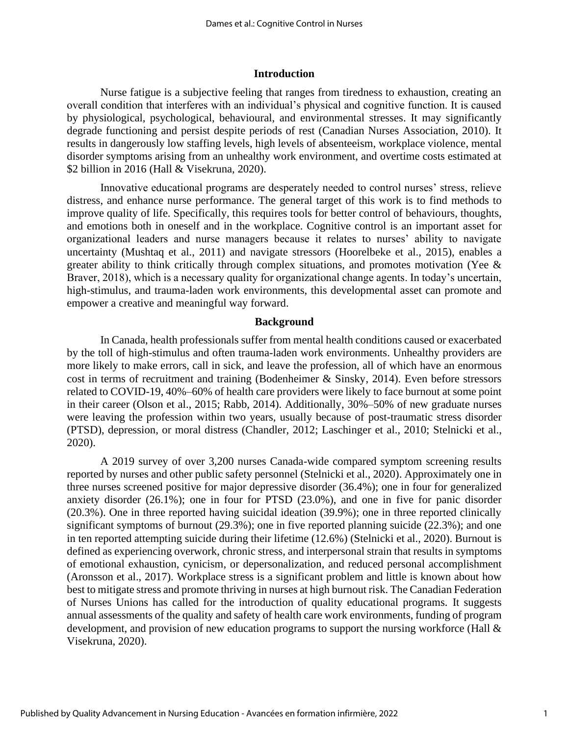## Introduction

Nurse fatigue is a subjective feeling that ranges from tiredness to exhaustion, creating an overall condition that interferes with an individual's physical and cognitive function. It is caused by physiological, psychological, behavioural, and environmental stresses. It may significantly degrade functioning and persist despite periods of rest (Canadian Nurses Association, 2010). It results in dangerously low staffing levels, high levels of absenteeism, workplace violence, mental disorder symptoms arising from an unhealthy work environment, and overtime costs estimated at $2 billion in 2016 (Hall & Visekruna, 2020).

Innovative educational programs are desperately needed to control nurses' stress, relieve distress, and enhance nurse performance. The general target of this work is to find methods to improve quality of life. Specifically, this requires tools for better control of behaviours, thoughts, and emotions both in oneself and in the workplace. Cognitive control is an important asset for organizational leaders and nurse managers because it relates to nurses' ability to navigate uncertainty (Mushtaq et al., 2011) and navigate stressors (Hoorelbeke et al., 2015), enables a greater ability to think critically through complex situations, and promotes motivation (Yee & Braver, 2018), which is a necessary quality for organizational change agents. In today's uncertain, high-stimulus, and trauma-laden work environments, this developmental asset can promote and empower a creative and meaningful way forward.

## Background

In Canada, health professionals suffer from mental health conditions caused or exacerbated by the toll of high-stimulus and often trauma-laden work environments. Unhealthy providers are more likely to make errors, call in sick, and leave the profession, all of which have an enormous cost in terms of recruitment and training (Bodenheimer & Sinsky, 2014). Even before stressors related to COVID-19, 40%–60% of health care providers were likely to face burnout at some point in their career (Olson et al., 2015; Rabb, 2014). Additionally, 30%–50% of new graduate nurses were leaving the profession within two years, usually because of post-traumatic stress disorder (PTSD), depression, or moral distress (Chandler, 2012; Laschinger et al., 2010; Stelnicki et al., 2020).

A 2019 survey of over 3,200 nurses Canada-wide compared symptom screening results reported by nurses and other public safety personnel (Stelnicki et al., 2020). Approximately one in three nurses screened positive for major depressive disorder (36.4%); one in four for generalized anxiety disorder (26.1%); one in four for PTSD (23.0%), and one in five for panic disorder (20.3%). One in three reported having suicidal ideation (39.9%); one in three reported clinically significant symptoms of burnout (29.3%); one in five reported planning suicide (22.3%); and one in ten reported attempting suicide during their lifetime (12.6%) (Stelnicki et al., 2020). Burnout is defined as experiencing overwork, chronic stress, and interpersonal strain that results in symptoms of emotional exhaustion, cynicism, or depersonalization, and reduced personal accomplishment (Aronsson et al., 2017). Workplace stress is a significant problem and little is known about how best to mitigate stress and promote thriving in nurses at high burnout risk. The Canadian Federation of Nurses Unions has called for the introduction of quality educational programs. It suggests annual assessments of the quality and safety of health care work environments, funding of program development, and provision of new education programs to support the nursing workforce (Hall & Visekruna, 2020).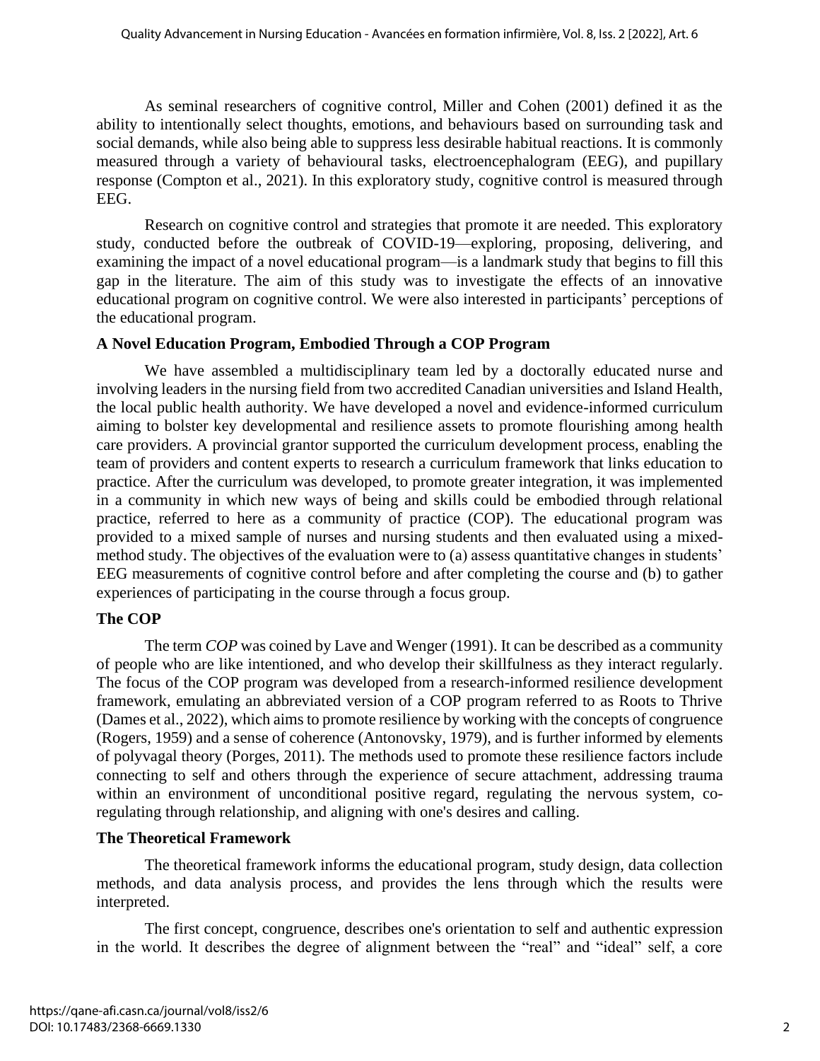As seminal researchers of cognitive control, Miller and Cohen (2001) defined it as the ability to intentionally select thoughts, emotions, and behaviours based on surrounding task and social demands, while also being able to suppress less desirable habitual reactions. It is commonly measured through a variety of behavioural tasks, electroencephalogram (EEG), and pupillary response (Compton et al., 2021). In this exploratory study, cognitive control is measured through EEG.

Research on cognitive control and strategies that promote it are needed. This exploratory study, conducted before the outbreak of COVID-19—exploring, proposing, delivering, and examining the impact of a novel educational program—is a landmark study that begins to fill this gap in the literature. The aim of this study was to investigate the effects of an innovative educational program on cognitive control. We were also interested in participants' perceptions of the educational program.

### A Novel Education Program, Embodied Through a COP Program

We have assembled a multidisciplinary team led by a doctorally educated nurse and involving leaders in the nursing field from two accredited Canadian universities and Island Health, the local public health authority. We have developed a novel and evidence-informed curriculum aiming to bolster key developmental and resilience assets to promote flourishing among health care providers. A provincial grantor supported the curriculum development process, enabling the team of providers and content experts to research a curriculum framework that links education to practice. After the curriculum was developed, to promote greater integration, it was implemented in a community in which new ways of being and skills could be embodied through relational practice, referred to here as a community of practice (COP). The educational program was provided to a mixed sample of nurses and nursing students and then evaluated using a mixed-method study. The objectives of the evaluation were to (a) assess quantitative changes in students' EEG measurements of cognitive control before and after completing the course and (b) to gather experiences of participating in the course through a focus group.

### The COP

The term *COP* was coined by Lave and Wenger (1991). It can be described as a community of people who are like intentioned, and who develop their skillfulness as they interact regularly. The focus of the COP program was developed from a research-informed resilience development framework, emulating an abbreviated version of a COP program referred to as Roots to Thrive (Dames et al., 2022), which aims to promote resilience by working with the concepts of congruence (Rogers, 1959) and a sense of coherence (Antonovsky, 1979), and is further informed by elements of polyvagal theory (Porges, 2011). The methods used to promote these resilience factors include connecting to self and others through the experience of secure attachment, addressing trauma within an environment of unconditional positive regard, regulating the nervous system, co-regulating through relationship, and aligning with one's desires and calling.

### The Theoretical Framework

The theoretical framework informs the educational program, study design, data collection methods, and data analysis process, and provides the lens through which the results were interpreted.

The first concept, congruence, describes one's orientation to self and authentic expression in the world. It describes the degree of alignment between the "real" and "ideal" self, a core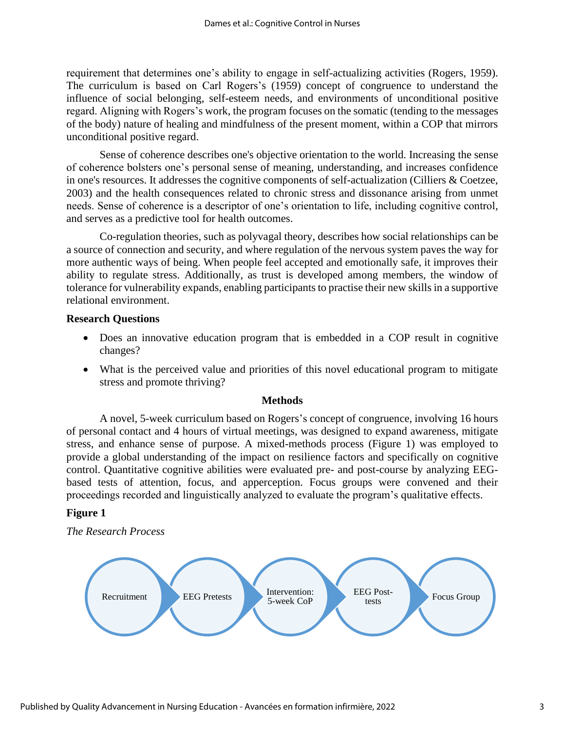requirement that determines one's ability to engage in self-actualizing activities (Rogers, 1959). The curriculum is based on Carl Rogers's (1959) concept of congruence to understand the influence of social belonging, self-esteem needs, and environments of unconditional positive regard. Aligning with Rogers's work, the program focuses on the somatic (tending to the messages of the body) nature of healing and mindfulness of the present moment, within a COP that mirrors unconditional positive regard.

Sense of coherence describes one's objective orientation to the world. Increasing the sense of coherence bolsters one's personal sense of meaning, understanding, and increases confidence in one's resources. It addresses the cognitive components of self-actualization (Cilliers & Coetzee, 2003) and the health consequences related to chronic stress and dissonance arising from unmet needs. Sense of coherence is a descriptor of one's orientation to life, including cognitive control, and serves as a predictive tool for health outcomes.

Co-regulation theories, such as polyvagal theory, describes how social relationships can be a source of connection and security, and where regulation of the nervous system paves the way for more authentic ways of being. When people feel accepted and emotionally safe, it improves their ability to regulate stress. Additionally, as trust is developed among members, the window of tolerance for vulnerability expands, enabling participants to practise their new skills in a supportive relational environment.

### Research Questions

- Does an innovative education program that is embedded in a COP result in cognitive changes?
- What is the perceived value and priorities of this novel educational program to mitigate stress and promote thriving?

## Methods

A novel, 5-week curriculum based on Rogers's concept of congruence, involving 16 hours of personal contact and 4 hours of virtual meetings, was designed to expand awareness, mitigate stress, and enhance sense of purpose. A mixed-methods process (Figure 1) was employed to provide a global understanding of the impact on resilience factors and specifically on cognitive control. Quantitative cognitive abilities were evaluated pre- and post-course by analyzing EEG-based tests of attention, focus, and apperception. Focus groups were convened and their proceedings recorded and linguistically analyzed to evaluate the program's qualitative effects.

**Figure 1**

*The Research Process*

Recruitment → EEG Pretests → Intervention: 5-week CoP → EEG Post-tests → Focus Group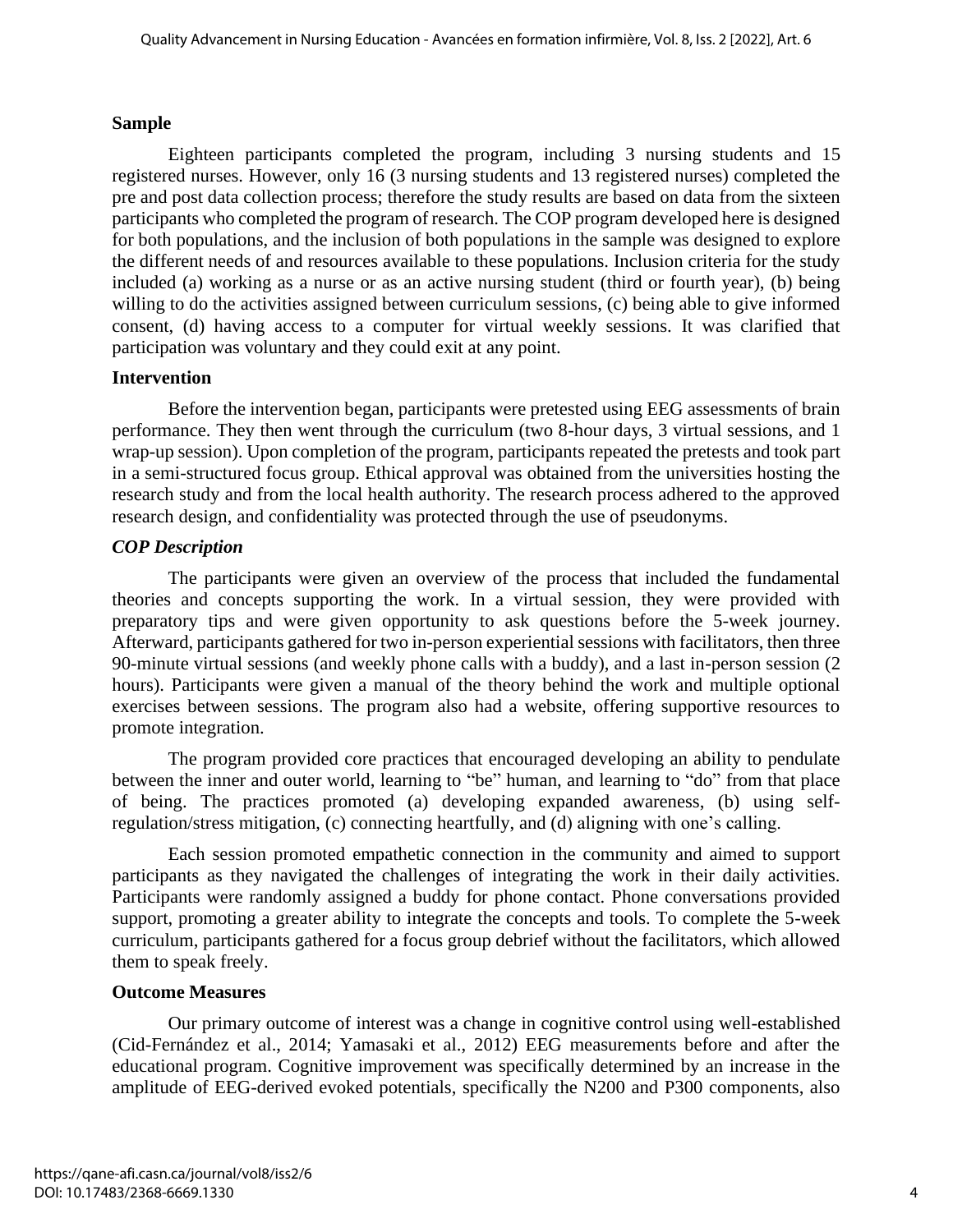## Sample

Eighteen participants completed the program, including 3 nursing students and 15 registered nurses. However, only 16 (3 nursing students and 13 registered nurses) completed the pre and post data collection process; therefore the study results are based on data from the sixteen participants who completed the program of research. The COP program developed here is designed for both populations, and the inclusion of both populations in the sample was designed to explore the different needs of and resources available to these populations. Inclusion criteria for the study included (a) working as a nurse or as an active nursing student (third or fourth year), (b) being willing to do the activities assigned between curriculum sessions, (c) being able to give informed consent, (d) having access to a computer for virtual weekly sessions. It was clarified that participation was voluntary and they could exit at any point.

## Intervention

Before the intervention began, participants were pretested using EEG assessments of brain performance. They then went through the curriculum (two 8-hour days, 3 virtual sessions, and 1 wrap-up session). Upon completion of the program, participants repeated the pretests and took part in a semi-structured focus group. Ethical approval was obtained from the universities hosting the research study and from the local health authority. The research process adhered to the approved research design, and confidentiality was protected through the use of pseudonyms.

### *COP Description*

The participants were given an overview of the process that included the fundamental theories and concepts supporting the work. In a virtual session, they were provided with preparatory tips and were given opportunity to ask questions before the 5-week journey. Afterward, participants gathered for two in-person experiential sessions with facilitators, then three 90-minute virtual sessions (and weekly phone calls with a buddy), and a last in-person session (2 hours). Participants were given a manual of the theory behind the work and multiple optional exercises between sessions. The program also had a website, offering supportive resources to promote integration.

The program provided core practices that encouraged developing an ability to pendulate between the inner and outer world, learning to "be" human, and learning to "do" from that place of being. The practices promoted (a) developing expanded awareness, (b) using self-regulation/stress mitigation, (c) connecting heartfully, and (d) aligning with one's calling.

Each session promoted empathetic connection in the community and aimed to support participants as they navigated the challenges of integrating the work in their daily activities. Participants were randomly assigned a buddy for phone contact. Phone conversations provided support, promoting a greater ability to integrate the concepts and tools. To complete the 5-week curriculum, participants gathered for a focus group debrief without the facilitators, which allowed them to speak freely.

## Outcome Measures

Our primary outcome of interest was a change in cognitive control using well-established (Cid-Fernández et al., 2014; Yamasaki et al., 2012) EEG measurements before and after the educational program. Cognitive improvement was specifically determined by an increase in the amplitude of EEG-derived evoked potentials, specifically the N200 and P300 components, also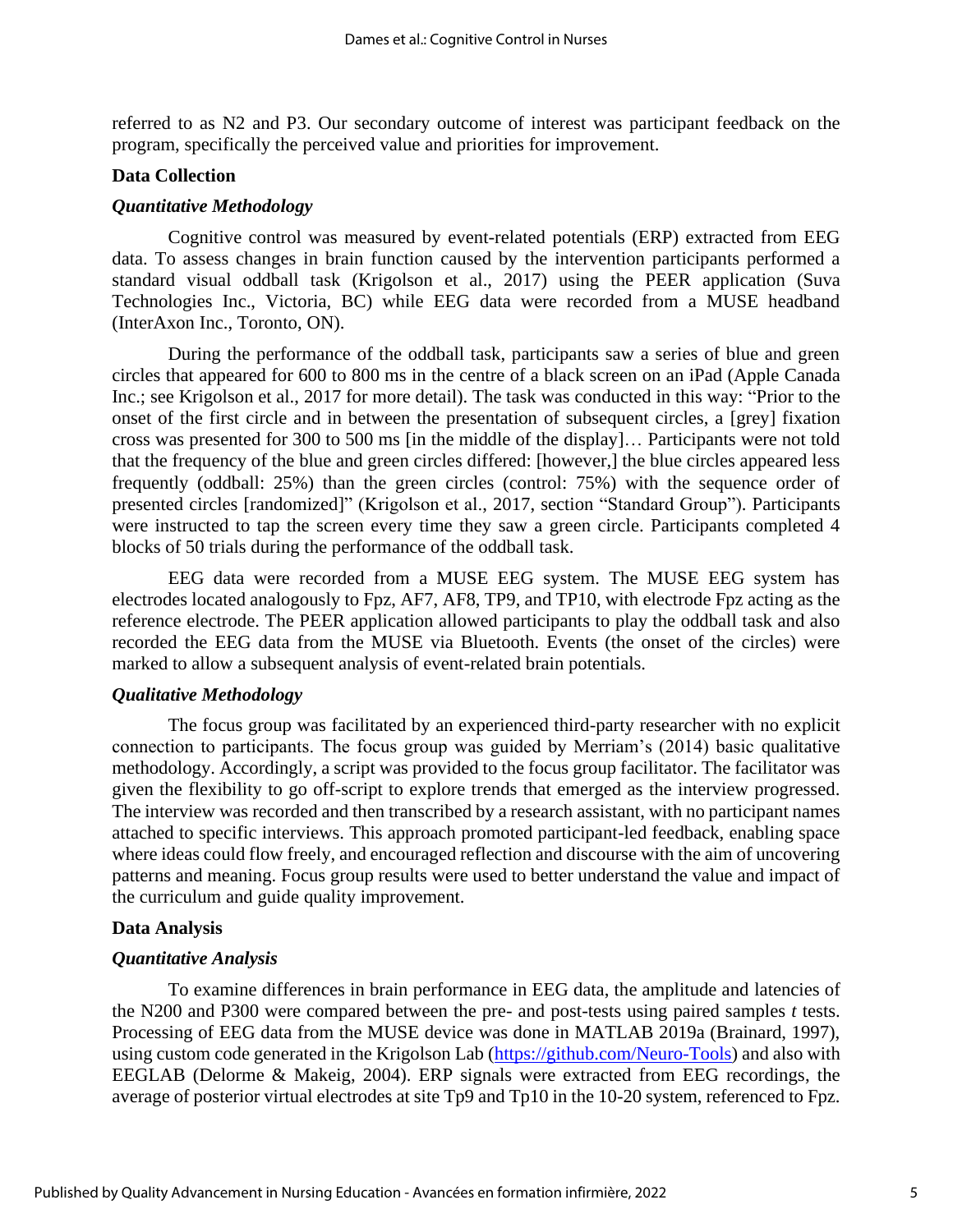referred to as N2 and P3. Our secondary outcome of interest was participant feedback on the program, specifically the perceived value and priorities for improvement.

## Data Collection

### *Quantitative Methodology*

Cognitive control was measured by event-related potentials (ERP) extracted from EEG data. To assess changes in brain function caused by the intervention participants performed a standard visual oddball task (Krigolson et al., 2017) using the PEER application (Suva Technologies Inc., Victoria, BC) while EEG data were recorded from a MUSE headband (InterAxon Inc., Toronto, ON).

During the performance of the oddball task, participants saw a series of blue and green circles that appeared for 600 to 800 ms in the centre of a black screen on an iPad (Apple Canada Inc.; see Krigolson et al., 2017 for more detail). The task was conducted in this way: "Prior to the onset of the first circle and in between the presentation of subsequent circles, a [grey] fixation cross was presented for 300 to 500 ms [in the middle of the display]… Participants were not told that the frequency of the blue and green circles differed: [however,] the blue circles appeared less frequently (oddball: 25%) than the green circles (control: 75%) with the sequence order of presented circles [randomized]" (Krigolson et al., 2017, section "Standard Group"). Participants were instructed to tap the screen every time they saw a green circle. Participants completed 4 blocks of 50 trials during the performance of the oddball task.

EEG data were recorded from a MUSE EEG system. The MUSE EEG system has electrodes located analogously to Fpz, AF7, AF8, TP9, and TP10, with electrode Fpz acting as the reference electrode. The PEER application allowed participants to play the oddball task and also recorded the EEG data from the MUSE via Bluetooth. Events (the onset of the circles) were marked to allow a subsequent analysis of event-related brain potentials.

### *Qualitative Methodology*

The focus group was facilitated by an experienced third-party researcher with no explicit connection to participants. The focus group was guided by Merriam's (2014) basic qualitative methodology. Accordingly, a script was provided to the focus group facilitator. The facilitator was given the flexibility to go off-script to explore trends that emerged as the interview progressed. The interview was recorded and then transcribed by a research assistant, with no participant names attached to specific interviews. This approach promoted participant-led feedback, enabling space where ideas could flow freely, and encouraged reflection and discourse with the aim of uncovering patterns and meaning. Focus group results were used to better understand the value and impact of the curriculum and guide quality improvement.

## Data Analysis

### *Quantitative Analysis*

To examine differences in brain performance in EEG data, the amplitude and latencies of the N200 and P300 were compared between the pre- and post-tests using paired samples *t* tests. Processing of EEG data from the MUSE device was done in MATLAB 2019a (Brainard, 1997), using custom code generated in the Krigolson Lab (https://github.com/Neuro-Tools) and also with EEGLAB (Delorme & Makeig, 2004). ERP signals were extracted from EEG recordings, the average of posterior virtual electrodes at site Tp9 and Tp10 in the 10-20 system, referenced to Fpz.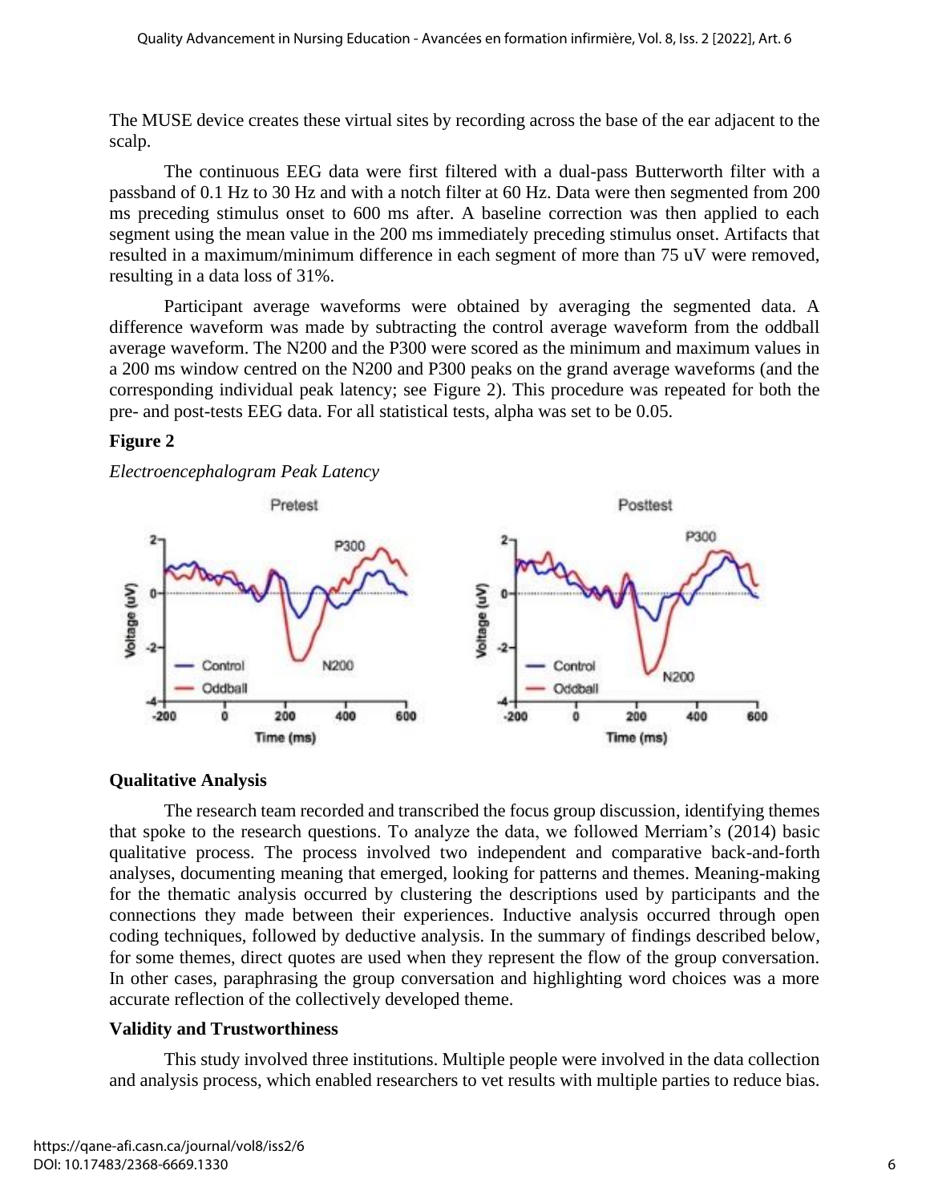The MUSE device creates these virtual sites by recording across the base of the ear adjacent to the scalp.

The continuous EEG data were first filtered with a dual-pass Butterworth filter with a passband of 0.1 Hz to 30 Hz and with a notch filter at 60 Hz. Data were then segmented from 200 ms preceding stimulus onset to 600 ms after. A baseline correction was then applied to each segment using the mean value in the 200 ms immediately preceding stimulus onset. Artifacts that resulted in a maximum/minimum difference in each segment of more than 75 uV were removed, resulting in a data loss of 31%.

Participant average waveforms were obtained by averaging the segmented data. A difference waveform was made by subtracting the control average waveform from the oddball average waveform. The N200 and the P300 were scored as the minimum and maximum values in a 200 ms window centred on the N200 and P300 peaks on the grand average waveforms (and the corresponding individual peak latency; see Figure 2). This procedure was repeated for both the pre- and post-tests EEG data. For all statistical tests, alpha was set to be 0.05.

**Figure 2**

*Electroencephalogram Peak Latency*

### Qualitative Analysis

The research team recorded and transcribed the focus group discussion, identifying themes that spoke to the research questions. To analyze the data, we followed Merriam's (2014) basic qualitative process. The process involved two independent and comparative back-and-forth analyses, documenting meaning that emerged, looking for patterns and themes. Meaning-making for the thematic analysis occurred by clustering the descriptions used by participants and the connections they made between their experiences. Inductive analysis occurred through open coding techniques, followed by deductive analysis. In the summary of findings described below, for some themes, direct quotes are used when they represent the flow of the group conversation. In other cases, paraphrasing the group conversation and highlighting word choices was a more accurate reflection of the collectively developed theme.

### Validity and Trustworthiness

This study involved three institutions. Multiple people were involved in the data collection and analysis process, which enabled researchers to vet results with multiple parties to reduce bias.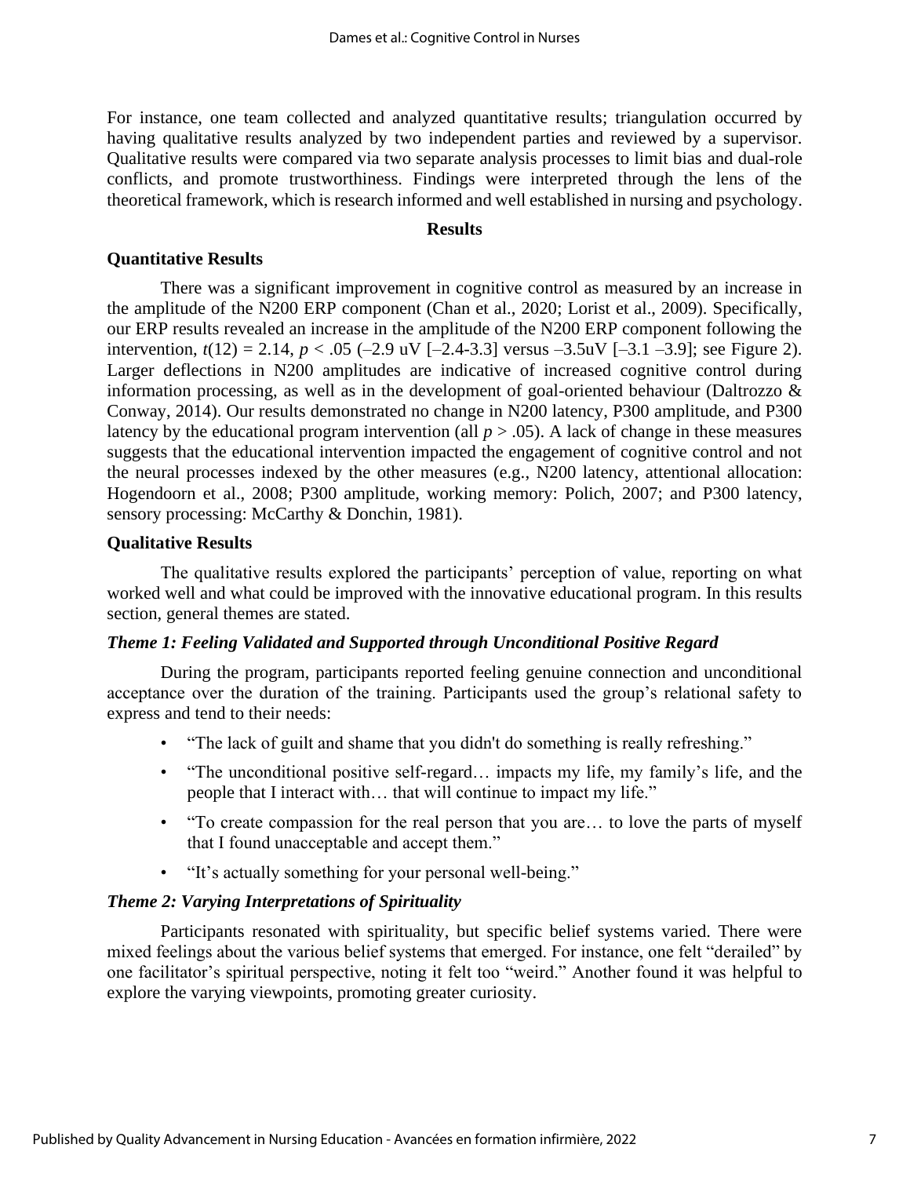For instance, one team collected and analyzed quantitative results; triangulation occurred by having qualitative results analyzed by two independent parties and reviewed by a supervisor. Qualitative results were compared via two separate analysis processes to limit bias and dual-role conflicts, and promote trustworthiness. Findings were interpreted through the lens of the theoretical framework, which is research informed and well established in nursing and psychology.

## Results

### Quantitative Results

There was a significant improvement in cognitive control as measured by an increase in the amplitude of the N200 ERP component (Chan et al., 2020; Lorist et al., 2009). Specifically, our ERP results revealed an increase in the amplitude of the N200 ERP component following the intervention, $t(12) = 2.14$, $p < .05$ (–2.9 uV [–2.4-3.3] versus –3.5uV [–3.1 –3.9]; see Figure 2). Larger deflections in N200 amplitudes are indicative of increased cognitive control during information processing, as well as in the development of goal-oriented behaviour (Daltrozzo & Conway, 2014). Our results demonstrated no change in N200 latency, P300 amplitude, and P300 latency by the educational program intervention (all $p > .05$). A lack of change in these measures suggests that the educational intervention impacted the engagement of cognitive control and not the neural processes indexed by the other measures (e.g., N200 latency, attentional allocation: Hogendoorn et al., 2008; P300 amplitude, working memory: Polich, 2007; and P300 latency, sensory processing: McCarthy & Donchin, 1981).

### Qualitative Results

The qualitative results explored the participants' perception of value, reporting on what worked well and what could be improved with the innovative educational program. In this results section, general themes are stated.

#### *Theme 1: Feeling Validated and Supported through Unconditional Positive Regard*

During the program, participants reported feeling genuine connection and unconditional acceptance over the duration of the training. Participants used the group's relational safety to express and tend to their needs:

- "The lack of guilt and shame that you didn't do something is really refreshing."
- "The unconditional positive self-regard… impacts my life, my family's life, and the people that I interact with… that will continue to impact my life."
- "To create compassion for the real person that you are… to love the parts of myself that I found unacceptable and accept them."
- "It's actually something for your personal well-being."

#### *Theme 2: Varying Interpretations of Spirituality*

Participants resonated with spirituality, but specific belief systems varied. There were mixed feelings about the various belief systems that emerged. For instance, one felt "derailed" by one facilitator's spiritual perspective, noting it felt too "weird." Another found it was helpful to explore the varying viewpoints, promoting greater curiosity.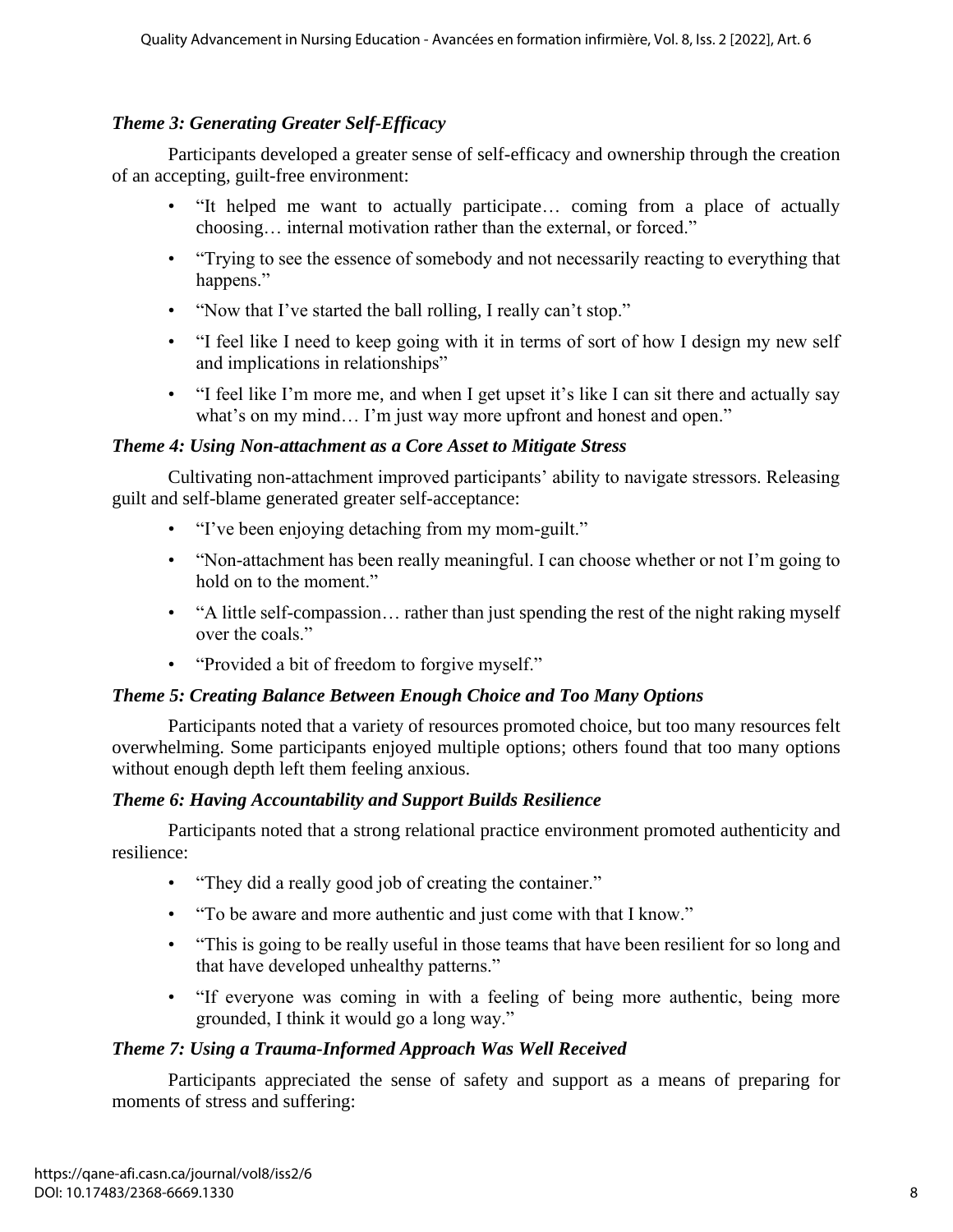### *Theme 3: Generating Greater Self-Efficacy*

Participants developed a greater sense of self-efficacy and ownership through the creation of an accepting, guilt-free environment:

- "It helped me want to actually participate… coming from a place of actually choosing… internal motivation rather than the external, or forced."
- "Trying to see the essence of somebody and not necessarily reacting to everything that happens."
- "Now that I've started the ball rolling, I really can't stop."
- "I feel like I need to keep going with it in terms of sort of how I design my new self and implications in relationships"
- "I feel like I'm more me, and when I get upset it's like I can sit there and actually say what's on my mind… I'm just way more upfront and honest and open."

### *Theme 4: Using Non-attachment as a Core Asset to Mitigate Stress*

Cultivating non-attachment improved participants' ability to navigate stressors. Releasing guilt and self-blame generated greater self-acceptance:

- "I've been enjoying detaching from my mom-guilt."
- "Non-attachment has been really meaningful. I can choose whether or not I'm going to hold on to the moment."
- "A little self-compassion… rather than just spending the rest of the night raking myself over the coals."
- "Provided a bit of freedom to forgive myself."

### *Theme 5: Creating Balance Between Enough Choice and Too Many Options*

Participants noted that a variety of resources promoted choice, but too many resources felt overwhelming. Some participants enjoyed multiple options; others found that too many options without enough depth left them feeling anxious.

### *Theme 6: Having Accountability and Support Builds Resilience*

Participants noted that a strong relational practice environment promoted authenticity and resilience:

- "They did a really good job of creating the container."
- "To be aware and more authentic and just come with that I know."
- "This is going to be really useful in those teams that have been resilient for so long and that have developed unhealthy patterns."
- "If everyone was coming in with a feeling of being more authentic, being more grounded, I think it would go a long way."

### *Theme 7: Using a Trauma-Informed Approach Was Well Received*

Participants appreciated the sense of safety and support as a means of preparing for moments of stress and suffering: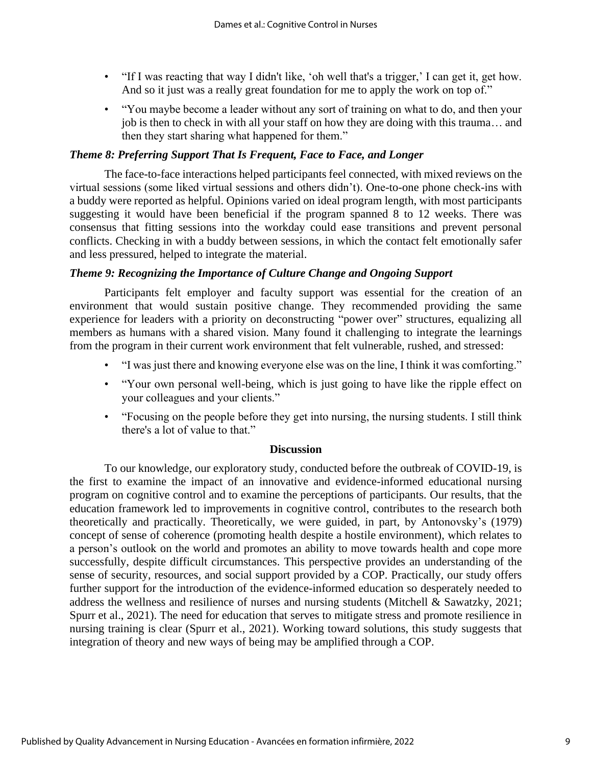- "If I was reacting that way I didn't like, 'oh well that's a trigger,' I can get it, get how. And so it just was a really great foundation for me to apply the work on top of."
- "You maybe become a leader without any sort of training on what to do, and then your job is then to check in with all your staff on how they are doing with this trauma… and then they start sharing what happened for them."

### *Theme 8: Preferring Support That Is Frequent, Face to Face, and Longer*

The face-to-face interactions helped participants feel connected, with mixed reviews on the virtual sessions (some liked virtual sessions and others didn't). One-to-one phone check-ins with a buddy were reported as helpful. Opinions varied on ideal program length, with most participants suggesting it would have been beneficial if the program spanned 8 to 12 weeks. There was consensus that fitting sessions into the workday could ease transitions and prevent personal conflicts. Checking in with a buddy between sessions, in which the contact felt emotionally safer and less pressured, helped to integrate the material.

### *Theme 9: Recognizing the Importance of Culture Change and Ongoing Support*

Participants felt employer and faculty support was essential for the creation of an environment that would sustain positive change. They recommended providing the same experience for leaders with a priority on deconstructing "power over" structures, equalizing all members as humans with a shared vision. Many found it challenging to integrate the learnings from the program in their current work environment that felt vulnerable, rushed, and stressed:

- "I was just there and knowing everyone else was on the line, I think it was comforting."
- "Your own personal well-being, which is just going to have like the ripple effect on your colleagues and your clients."
- "Focusing on the people before they get into nursing, the nursing students. I still think there's a lot of value to that."

## Discussion

To our knowledge, our exploratory study, conducted before the outbreak of COVID-19, is the first to examine the impact of an innovative and evidence-informed educational nursing program on cognitive control and to examine the perceptions of participants. Our results, that the education framework led to improvements in cognitive control, contributes to the research both theoretically and practically. Theoretically, we were guided, in part, by Antonovsky's (1979) concept of sense of coherence (promoting health despite a hostile environment), which relates to a person's outlook on the world and promotes an ability to move towards health and cope more successfully, despite difficult circumstances. This perspective provides an understanding of the sense of security, resources, and social support provided by a COP. Practically, our study offers further support for the introduction of the evidence-informed education so desperately needed to address the wellness and resilience of nurses and nursing students (Mitchell & Sawatzky, 2021; Spurr et al., 2021). The need for education that serves to mitigate stress and promote resilience in nursing training is clear (Spurr et al., 2021). Working toward solutions, this study suggests that integration of theory and new ways of being may be amplified through a COP.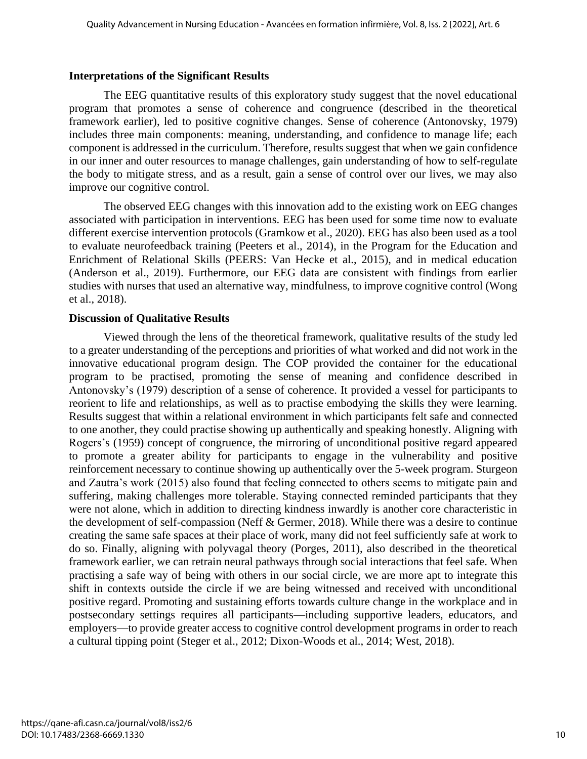### Interpretations of the Significant Results

The EEG quantitative results of this exploratory study suggest that the novel educational program that promotes a sense of coherence and congruence (described in the theoretical framework earlier), led to positive cognitive changes. Sense of coherence (Antonovsky, 1979) includes three main components: meaning, understanding, and confidence to manage life; each component is addressed in the curriculum. Therefore, results suggest that when we gain confidence in our inner and outer resources to manage challenges, gain understanding of how to self-regulate the body to mitigate stress, and as a result, gain a sense of control over our lives, we may also improve our cognitive control.

The observed EEG changes with this innovation add to the existing work on EEG changes associated with participation in interventions. EEG has been used for some time now to evaluate different exercise intervention protocols (Gramkow et al., 2020). EEG has also been used as a tool to evaluate neurofeedback training (Peeters et al., 2014), in the Program for the Education and Enrichment of Relational Skills (PEERS: Van Hecke et al., 2015), and in medical education (Anderson et al., 2019). Furthermore, our EEG data are consistent with findings from earlier studies with nurses that used an alternative way, mindfulness, to improve cognitive control (Wong et al., 2018).

### Discussion of Qualitative Results

Viewed through the lens of the theoretical framework, qualitative results of the study led to a greater understanding of the perceptions and priorities of what worked and did not work in the innovative educational program design. The COP provided the container for the educational program to be practised, promoting the sense of meaning and confidence described in Antonovsky's (1979) description of a sense of coherence. It provided a vessel for participants to reorient to life and relationships, as well as to practise embodying the skills they were learning. Results suggest that within a relational environment in which participants felt safe and connected to one another, they could practise showing up authentically and speaking honestly. Aligning with Rogers's (1959) concept of congruence, the mirroring of unconditional positive regard appeared to promote a greater ability for participants to engage in the vulnerability and positive reinforcement necessary to continue showing up authentically over the 5-week program. Sturgeon and Zautra's work (2015) also found that feeling connected to others seems to mitigate pain and suffering, making challenges more tolerable. Staying connected reminded participants that they were not alone, which in addition to directing kindness inwardly is another core characteristic in the development of self-compassion (Neff & Germer, 2018). While there was a desire to continue creating the same safe spaces at their place of work, many did not feel sufficiently safe at work to do so. Finally, aligning with polyvagal theory (Porges, 2011), also described in the theoretical framework earlier, we can retrain neural pathways through social interactions that feel safe. When practising a safe way of being with others in our social circle, we are more apt to integrate this shift in contexts outside the circle if we are being witnessed and received with unconditional positive regard. Promoting and sustaining efforts towards culture change in the workplace and in postsecondary settings requires all participants—including supportive leaders, educators, and employers—to provide greater access to cognitive control development programs in order to reach a cultural tipping point (Steger et al., 2012; Dixon-Woods et al., 2014; West, 2018).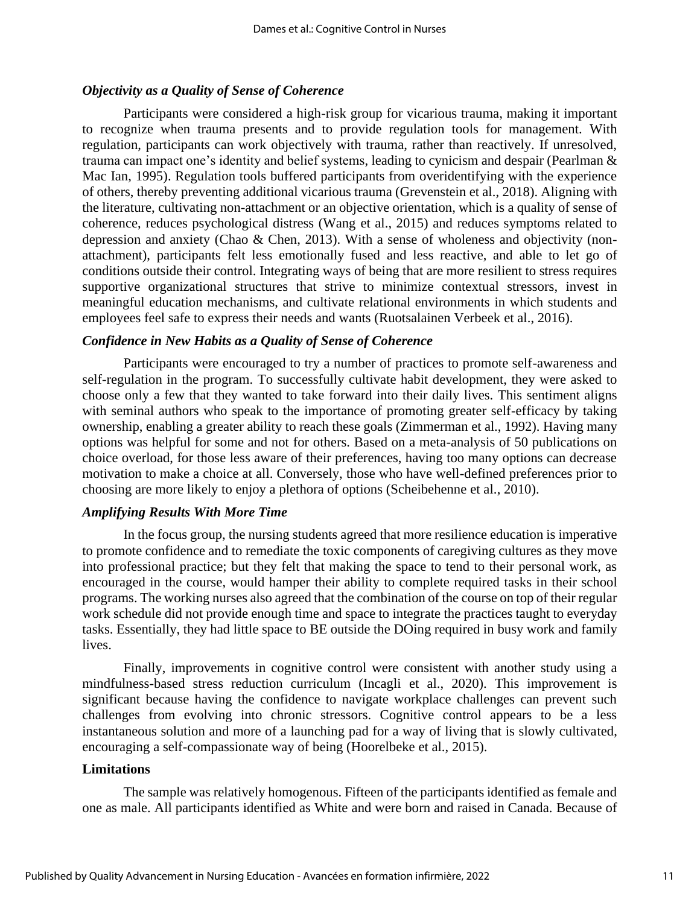### *Objectivity as a Quality of Sense of Coherence*

Participants were considered a high-risk group for vicarious trauma, making it important to recognize when trauma presents and to provide regulation tools for management. With regulation, participants can work objectively with trauma, rather than reactively. If unresolved, trauma can impact one's identity and belief systems, leading to cynicism and despair (Pearlman & Mac Ian, 1995). Regulation tools buffered participants from overidentifying with the experience of others, thereby preventing additional vicarious trauma (Grevenstein et al., 2018). Aligning with the literature, cultivating non-attachment or an objective orientation, which is a quality of sense of coherence, reduces psychological distress (Wang et al., 2015) and reduces symptoms related to depression and anxiety (Chao & Chen, 2013). With a sense of wholeness and objectivity (non-attachment), participants felt less emotionally fused and less reactive, and able to let go of conditions outside their control. Integrating ways of being that are more resilient to stress requires supportive organizational structures that strive to minimize contextual stressors, invest in meaningful education mechanisms, and cultivate relational environments in which students and employees feel safe to express their needs and wants (Ruotsalainen Verbeek et al., 2016).

### *Confidence in New Habits as a Quality of Sense of Coherence*

Participants were encouraged to try a number of practices to promote self-awareness and self-regulation in the program. To successfully cultivate habit development, they were asked to choose only a few that they wanted to take forward into their daily lives. This sentiment aligns with seminal authors who speak to the importance of promoting greater self-efficacy by taking ownership, enabling a greater ability to reach these goals (Zimmerman et al., 1992). Having many options was helpful for some and not for others. Based on a meta-analysis of 50 publications on choice overload, for those less aware of their preferences, having too many options can decrease motivation to make a choice at all. Conversely, those who have well-defined preferences prior to choosing are more likely to enjoy a plethora of options (Scheibehenne et al., 2010).

### *Amplifying Results With More Time*

In the focus group, the nursing students agreed that more resilience education is imperative to promote confidence and to remediate the toxic components of caregiving cultures as they move into professional practice; but they felt that making the space to tend to their personal work, as encouraged in the course, would hamper their ability to complete required tasks in their school programs. The working nurses also agreed that the combination of the course on top of their regular work schedule did not provide enough time and space to integrate the practices taught to everyday tasks. Essentially, they had little space to BE outside the DOing required in busy work and family lives.

Finally, improvements in cognitive control were consistent with another study using a mindfulness-based stress reduction curriculum (Incagli et al., 2020). This improvement is significant because having the confidence to navigate workplace challenges can prevent such challenges from evolving into chronic stressors. Cognitive control appears to be a less instantaneous solution and more of a launching pad for a way of living that is slowly cultivated, encouraging a self-compassionate way of being (Hoorelbeke et al., 2015).

## Limitations

The sample was relatively homogenous. Fifteen of the participants identified as female and one as male. All participants identified as White and were born and raised in Canada. Because of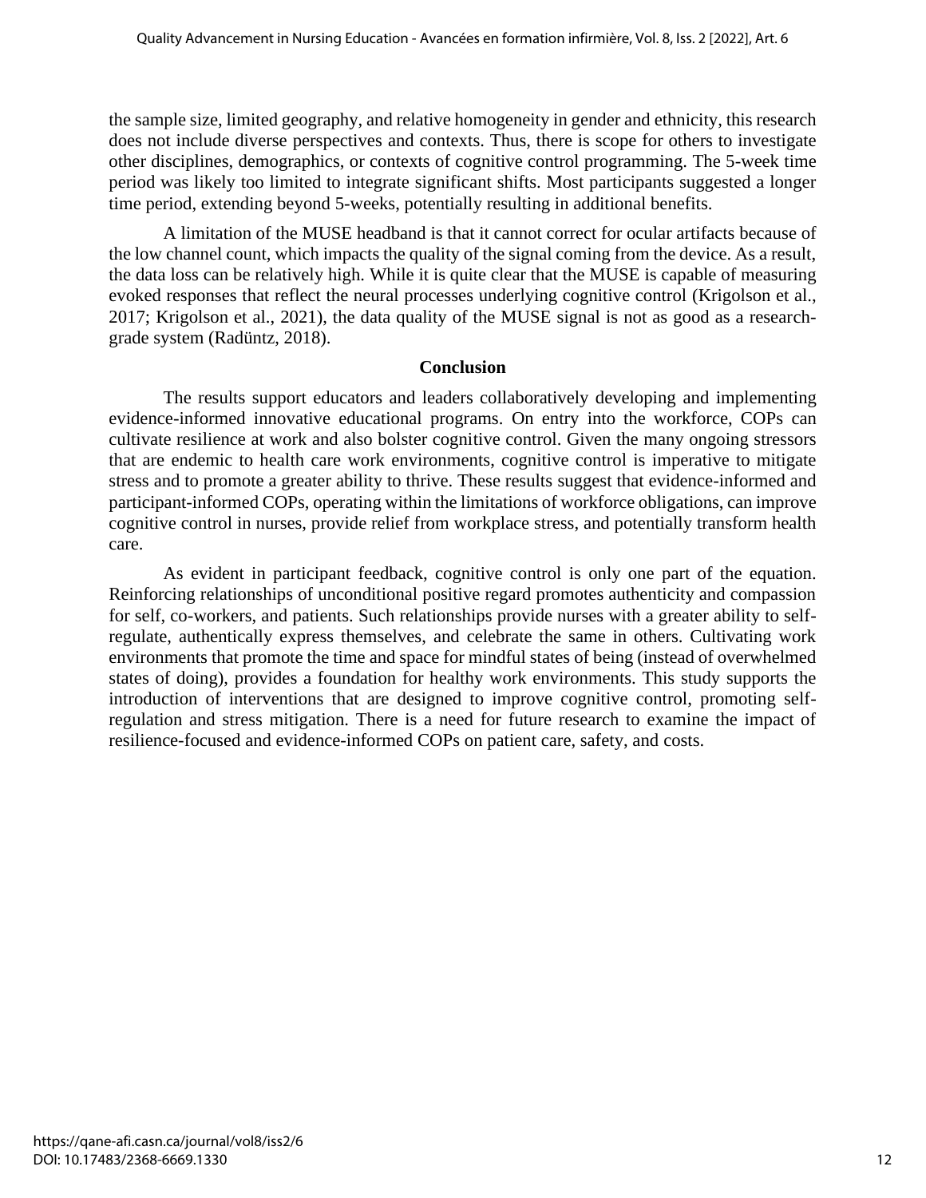the sample size, limited geography, and relative homogeneity in gender and ethnicity, this research does not include diverse perspectives and contexts. Thus, there is scope for others to investigate other disciplines, demographics, or contexts of cognitive control programming. The 5-week time period was likely too limited to integrate significant shifts. Most participants suggested a longer time period, extending beyond 5-weeks, potentially resulting in additional benefits.

A limitation of the MUSE headband is that it cannot correct for ocular artifacts because of the low channel count, which impacts the quality of the signal coming from the device. As a result, the data loss can be relatively high. While it is quite clear that the MUSE is capable of measuring evoked responses that reflect the neural processes underlying cognitive control (Krigolson et al., 2017; Krigolson et al., 2021), the data quality of the MUSE signal is not as good as a research-grade system (Radüntz, 2018).

## Conclusion

The results support educators and leaders collaboratively developing and implementing evidence-informed innovative educational programs. On entry into the workforce, COPs can cultivate resilience at work and also bolster cognitive control. Given the many ongoing stressors that are endemic to health care work environments, cognitive control is imperative to mitigate stress and to promote a greater ability to thrive. These results suggest that evidence-informed and participant-informed COPs, operating within the limitations of workforce obligations, can improve cognitive control in nurses, provide relief from workplace stress, and potentially transform health care.

As evident in participant feedback, cognitive control is only one part of the equation. Reinforcing relationships of unconditional positive regard promotes authenticity and compassion for self, co-workers, and patients. Such relationships provide nurses with a greater ability to self-regulate, authentically express themselves, and celebrate the same in others. Cultivating work environments that promote the time and space for mindful states of being (instead of overwhelmed states of doing), provides a foundation for healthy work environments. This study supports the introduction of interventions that are designed to improve cognitive control, promoting self-regulation and stress mitigation. There is a need for future research to examine the impact of resilience-focused and evidence-informed COPs on patient care, safety, and costs.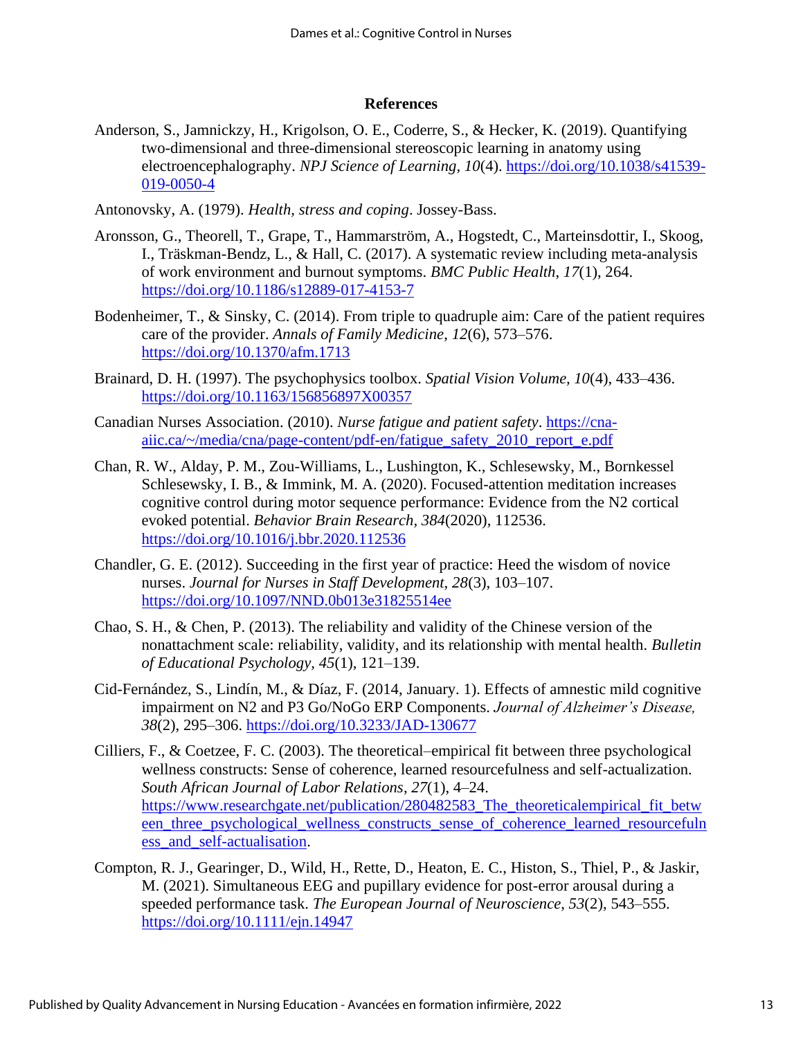## References

Anderson, S., Jamnickzy, H., Krigolson, O. E., Coderre, S., & Hecker, K. (2019). Quantifying two-dimensional and three-dimensional stereoscopic learning in anatomy using electroencephalography. *NPJ Science of Learning*, *10*(4). https://doi.org/10.1038/s41539-019-0050-4

Antonovsky, A. (1979). *Health, stress and coping*. Jossey-Bass.

Aronsson, G., Theorell, T., Grape, T., Hammarström, A., Hogstedt, C., Marteinsdottir, I., Skoog, I., Träskman-Bendz, L., & Hall, C. (2017). A systematic review including meta-analysis of work environment and burnout symptoms. *BMC Public Health*, *17*(1), 264. https://doi.org/10.1186/s12889-017-4153-7

Bodenheimer, T., & Sinsky, C. (2014). From triple to quadruple aim: Care of the patient requires care of the provider. *Annals of Family Medicine*, *12*(6), 573–576. https://doi.org/10.1370/afm.1713

Brainard, D. H. (1997). The psychophysics toolbox. *Spatial Vision Volume, 10*(4), 433–436. https://doi.org/10.1163/156856897X00357

Canadian Nurses Association. (2010). *Nurse fatigue and patient safety*. https://cna-aiic.ca/~/media/cna/page-content/pdf-en/fatigue_safety_2010_report_e.pdf

Chan, R. W., Alday, P. M., Zou-Williams, L., Lushington, K., Schlesewsky, M., Bornkessel Schlesewsky, I. B., & Immink, M. A. (2020). Focused-attention meditation increases cognitive control during motor sequence performance: Evidence from the N2 cortical evoked potential. *Behavior Brain Research, 384*(2020), 112536. https://doi.org/10.1016/j.bbr.2020.112536

Chandler, G. E. (2012). Succeeding in the first year of practice: Heed the wisdom of novice nurses. *Journal for Nurses in Staff Development, 28*(3), 103–107. https://doi.org/10.1097/NND.0b013e31825514ee

Chao, S. H., & Chen, P. (2013). The reliability and validity of the Chinese version of the nonattachment scale: reliability, validity, and its relationship with mental health. *Bulletin of Educational Psychology*, *45*(1), 121–139.

Cid-Fernández, S., Lindín, M., & Díaz, F. (2014, January. 1). Effects of amnestic mild cognitive impairment on N2 and P3 Go/NoGo ERP Components. *Journal of Alzheimer's Disease, 38*(2), 295–306. https://doi.org/10.3233/JAD-130677

Cilliers, F., & Coetzee, F. C. (2003). The theoretical–empirical fit between three psychological wellness constructs: Sense of coherence, learned resourcefulness and self-actualization. *South African Journal of Labor Relations*, *27*(1), 4–24. https://www.researchgate.net/publication/280482583_The_theoreticalempirical_fit_between_three_psychological_wellness_constructs_sense_of_coherence_learned_resourcefulness_and_self-actualisation.

Compton, R. J., Gearinger, D., Wild, H., Rette, D., Heaton, E. C., Histon, S., Thiel, P., & Jaskir, M. (2021). Simultaneous EEG and pupillary evidence for post-error arousal during a speeded performance task. *The European Journal of Neuroscience, 53*(2), 543–555. https://doi.org/10.1111/ejn.14947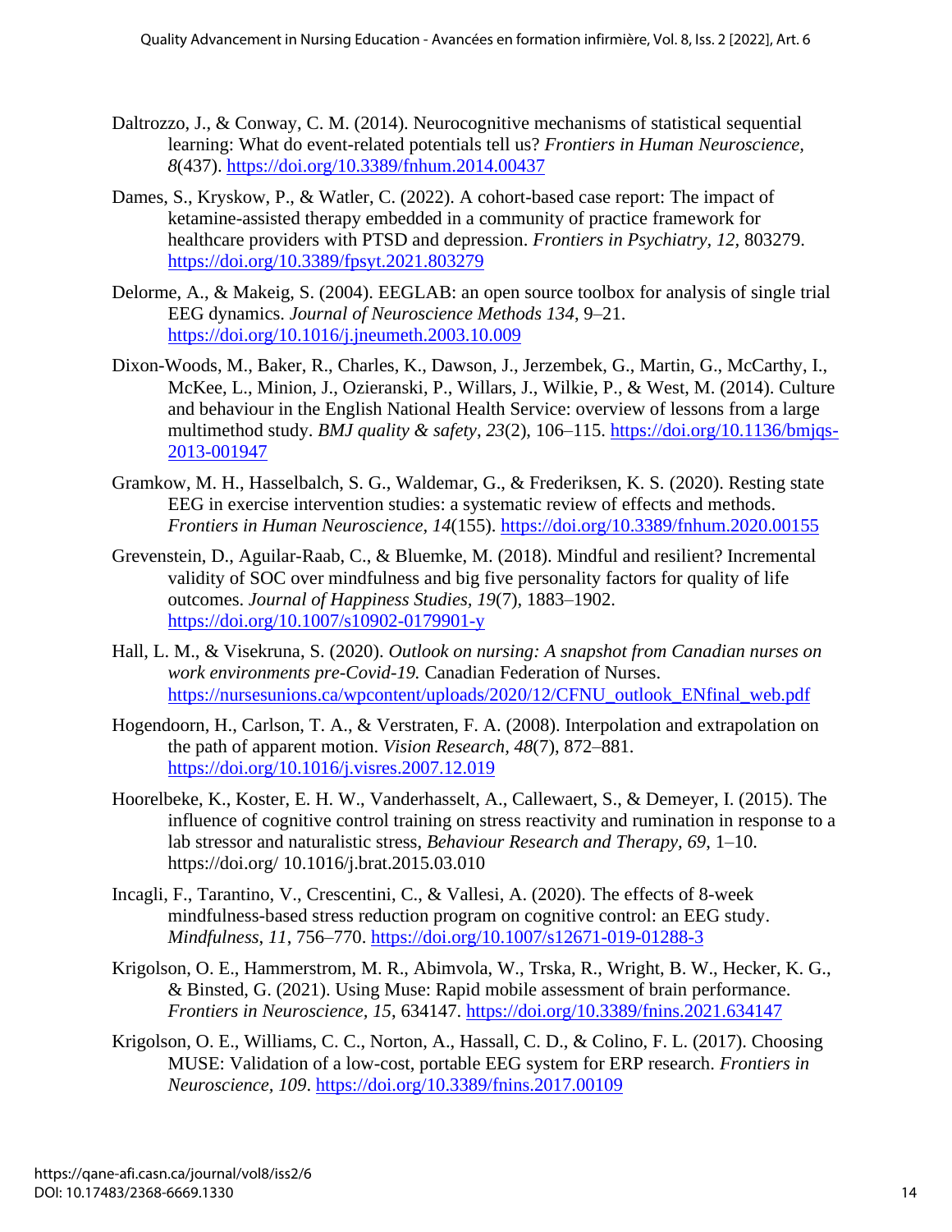Daltrozzo, J., & Conway, C. M. (2014). Neurocognitive mechanisms of statistical sequential learning: What do event-related potentials tell us? *Frontiers in Human Neuroscience, 8*(437). https://doi.org/10.3389/fnhum.2014.00437

Dames, S., Kryskow, P., & Watler, C. (2022). A cohort-based case report: The impact of ketamine-assisted therapy embedded in a community of practice framework for healthcare providers with PTSD and depression. *Frontiers in Psychiatry, 12*, 803279. https://doi.org/10.3389/fpsyt.2021.803279

Delorme, A., & Makeig, S. (2004). EEGLAB: an open source toolbox for analysis of single trial EEG dynamics. *Journal of Neuroscience Methods 134*, 9–21. https://doi.org/10.1016/j.jneumeth.2003.10.009

Dixon-Woods, M., Baker, R., Charles, K., Dawson, J., Jerzembek, G., Martin, G., McCarthy, I., McKee, L., Minion, J., Ozieranski, P., Willars, J., Wilkie, P., & West, M. (2014). Culture and behaviour in the English National Health Service: overview of lessons from a large multimethod study. *BMJ quality & safety*, *23*(2), 106–115. https://doi.org/10.1136/bmjqs-2013-001947

Gramkow, M. H., Hasselbalch, S. G., Waldemar, G., & Frederiksen, K. S. (2020). Resting state EEG in exercise intervention studies: a systematic review of effects and methods. *Frontiers in Human Neuroscience, 14*(155). https://doi.org/10.3389/fnhum.2020.00155

Grevenstein, D., Aguilar-Raab, C., & Bluemke, M. (2018). Mindful and resilient? Incremental validity of SOC over mindfulness and big five personality factors for quality of life outcomes. *Journal of Happiness Studies*, *19*(7), 1883–1902. https://doi.org/10.1007/s10902-0179901-y

Hall, L. M., & Visekruna, S. (2020). *Outlook on nursing: A snapshot from Canadian nurses on work environments pre-Covid-19.* Canadian Federation of Nurses. https://nursesunions.ca/wpcontent/uploads/2020/12/CFNU_outlook_ENfinal_web.pdf

Hogendoorn, H., Carlson, T. A., & Verstraten, F. A. (2008). Interpolation and extrapolation on the path of apparent motion. *Vision Research, 48*(7), 872–881. https://doi.org/10.1016/j.visres.2007.12.019

Hoorelbeke, K., Koster, E. H. W., Vanderhasselt, A., Callewaert, S., & Demeyer, I. (2015). The influence of cognitive control training on stress reactivity and rumination in response to a lab stressor and naturalistic stress, *Behaviour Research and Therapy, 69*, 1–10. https://doi.org/ 10.1016/j.brat.2015.03.010

Incagli, F., Tarantino, V., Crescentini, C., & Vallesi, A. (2020). The effects of 8-week mindfulness-based stress reduction program on cognitive control: an EEG study. *Mindfulness*, *11*, 756–770. https://doi.org/10.1007/s12671-019-01288-3

Krigolson, O. E., Hammerstrom, M. R., Abimvola, W., Trska, R., Wright, B. W., Hecker, K. G., & Binsted, G. (2021). Using Muse: Rapid mobile assessment of brain performance. *Frontiers in Neuroscience, 15*, 634147. https://doi.org/10.3389/fnins.2021.634147

Krigolson, O. E., Williams, C. C., Norton, A., Hassall, C. D., & Colino, F. L. (2017). Choosing MUSE: Validation of a low-cost, portable EEG system for ERP research. *Frontiers in Neuroscience*, *109*. https://doi.org/10.3389/fnins.2017.00109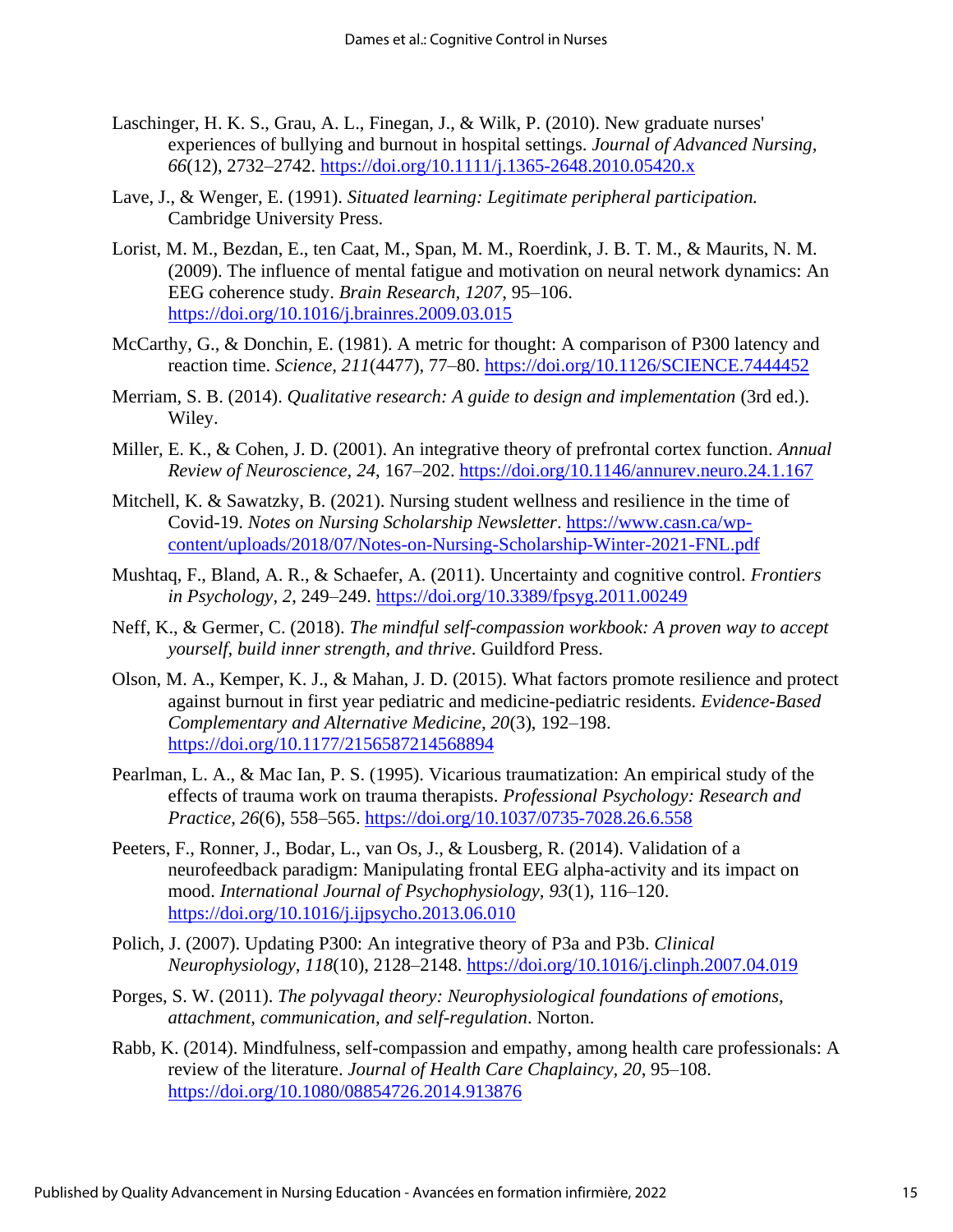Laschinger, H. K. S., Grau, A. L., Finegan, J., & Wilk, P. (2010). New graduate nurses' experiences of bullying and burnout in hospital settings. *Journal of Advanced Nursing, 66*(12), 2732–2742. https://doi.org/10.1111/j.1365-2648.2010.05420.x

Lave, J., & Wenger, E. (1991). *Situated learning: Legitimate peripheral participation.* Cambridge University Press.

Lorist, M. M., Bezdan, E., ten Caat, M., Span, M. M., Roerdink, J. B. T. M., & Maurits, N. M. (2009). The influence of mental fatigue and motivation on neural network dynamics: An EEG coherence study. *Brain Research, 1207*, 95–106. https://doi.org/10.1016/j.brainres.2009.03.015

McCarthy, G., & Donchin, E. (1981). A metric for thought: A comparison of P300 latency and reaction time. *Science, 211*(4477), 77–80. https://doi.org/10.1126/SCIENCE.7444452

Merriam, S. B. (2014). *Qualitative research: A guide to design and implementation* (3rd ed.). Wiley.

Miller, E. K., & Cohen, J. D. (2001). An integrative theory of prefrontal cortex function. *Annual Review of Neuroscience, 24*, 167–202. https://doi.org/10.1146/annurev.neuro.24.1.167

Mitchell, K. & Sawatzky, B. (2021). Nursing student wellness and resilience in the time of Covid-19. *Notes on Nursing Scholarship Newsletter*. https://www.casn.ca/wp-content/uploads/2018/07/Notes-on-Nursing-Scholarship-Winter-2021-FNL.pdf

Mushtaq, F., Bland, A. R., & Schaefer, A. (2011). Uncertainty and cognitive control. *Frontiers in Psychology, 2*, 249–249. https://doi.org/10.3389/fpsyg.2011.00249

Neff, K., & Germer, C. (2018). *The mindful self-compassion workbook: A proven way to accept yourself, build inner strength, and thrive*. Guildford Press.

Olson, M. A., Kemper, K. J., & Mahan, J. D. (2015). What factors promote resilience and protect against burnout in first year pediatric and medicine-pediatric residents. *Evidence-Based Complementary and Alternative Medicine, 20*(3), 192–198. https://doi.org/10.1177/2156587214568894

Pearlman, L. A., & Mac Ian, P. S. (1995). Vicarious traumatization: An empirical study of the effects of trauma work on trauma therapists. *Professional Psychology: Research and Practice, 26*(6), 558–565. https://doi.org/10.1037/0735-7028.26.6.558

Peeters, F., Ronner, J., Bodar, L., van Os, J., & Lousberg, R. (2014). Validation of a neurofeedback paradigm: Manipulating frontal EEG alpha-activity and its impact on mood. *International Journal of Psychophysiology, 93*(1), 116–120. https://doi.org/10.1016/j.ijpsycho.2013.06.010

Polich, J. (2007). Updating P300: An integrative theory of P3a and P3b. *Clinical Neurophysiology, 118*(10), 2128–2148. https://doi.org/10.1016/j.clinph.2007.04.019

Porges, S. W. (2011). *The polyvagal theory: Neurophysiological foundations of emotions, attachment, communication, and self-regulation*. Norton.

Rabb, K. (2014). Mindfulness, self-compassion and empathy, among health care professionals: A review of the literature. *Journal of Health Care Chaplaincy, 20*, 95–108. https://doi.org/10.1080/08854726.2014.913876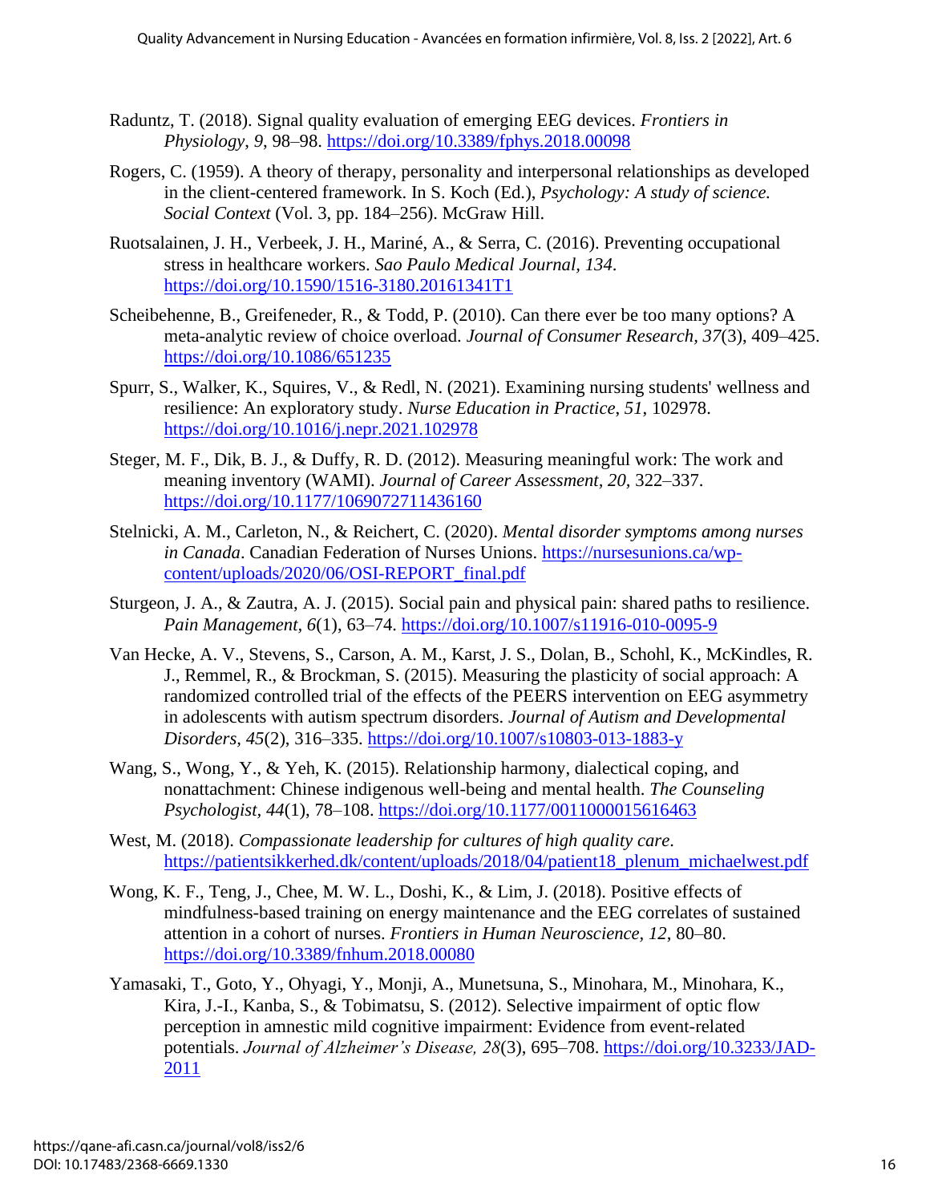Raduntz, T. (2018). Signal quality evaluation of emerging EEG devices. *Frontiers in Physiology, 9*, 98–98. https://doi.org/10.3389/fphys.2018.00098

Rogers, C. (1959). A theory of therapy, personality and interpersonal relationships as developed in the client-centered framework. In S. Koch (Ed.), *Psychology: A study of science. Social Context* (Vol. 3, pp. 184–256). McGraw Hill.

Ruotsalainen, J. H., Verbeek, J. H., Mariné, A., & Serra, C. (2016). Preventing occupational stress in healthcare workers. *Sao Paulo Medical Journal, 134*. https://doi.org/10.1590/1516-3180.20161341T1

Scheibehenne, B., Greifeneder, R., & Todd, P. (2010). Can there ever be too many options? A meta-analytic review of choice overload. *Journal of Consumer Research, 37*(3), 409–425. https://doi.org/10.1086/651235

Spurr, S., Walker, K., Squires, V., & Redl, N. (2021). Examining nursing students' wellness and resilience: An exploratory study. *Nurse Education in Practice, 51*, 102978. https://doi.org/10.1016/j.nepr.2021.102978

Steger, M. F., Dik, B. J., & Duffy, R. D. (2012). Measuring meaningful work: The work and meaning inventory (WAMI). *Journal of Career Assessment, 20*, 322–337. https://doi.org/10.1177/1069072711436160

Stelnicki, A. M., Carleton, N., & Reichert, C. (2020). *Mental disorder symptoms among nurses in Canada*. Canadian Federation of Nurses Unions. https://nursesunions.ca/wp-content/uploads/2020/06/OSI-REPORT_final.pdf

Sturgeon, J. A., & Zautra, A. J. (2015). Social pain and physical pain: shared paths to resilience. *Pain Management, 6*(1), 63–74. https://doi.org/10.1007/s11916-010-0095-9

Van Hecke, A. V., Stevens, S., Carson, A. M., Karst, J. S., Dolan, B., Schohl, K., McKindles, R. J., Remmel, R., & Brockman, S. (2015). Measuring the plasticity of social approach: A randomized controlled trial of the effects of the PEERS intervention on EEG asymmetry in adolescents with autism spectrum disorders. *Journal of Autism and Developmental Disorders, 45*(2), 316–335. https://doi.org/10.1007/s10803-013-1883-y

Wang, S., Wong, Y., & Yeh, K. (2015). Relationship harmony, dialectical coping, and nonattachment: Chinese indigenous well-being and mental health. *The Counseling Psychologist, 44*(1), 78–108. https://doi.org/10.1177/0011000015616463

West, M. (2018). *Compassionate leadership for cultures of high quality care*. https://patientsikkerhed.dk/content/uploads/2018/04/patient18_plenum_michaelwest.pdf

Wong, K. F., Teng, J., Chee, M. W. L., Doshi, K., & Lim, J. (2018). Positive effects of mindfulness-based training on energy maintenance and the EEG correlates of sustained attention in a cohort of nurses. *Frontiers in Human Neuroscience, 12*, 80–80. https://doi.org/10.3389/fnhum.2018.00080

Yamasaki, T., Goto, Y., Ohyagi, Y., Monji, A., Munetsuna, S., Minohara, M., Minohara, K., Kira, J.-I., Kanba, S., & Tobimatsu, S. (2012). Selective impairment of optic flow perception in amnestic mild cognitive impairment: Evidence from event-related potentials. *Journal of Alzheimer's Disease, 28*(3), 695–708. https://doi.org/10.3233/JAD-2011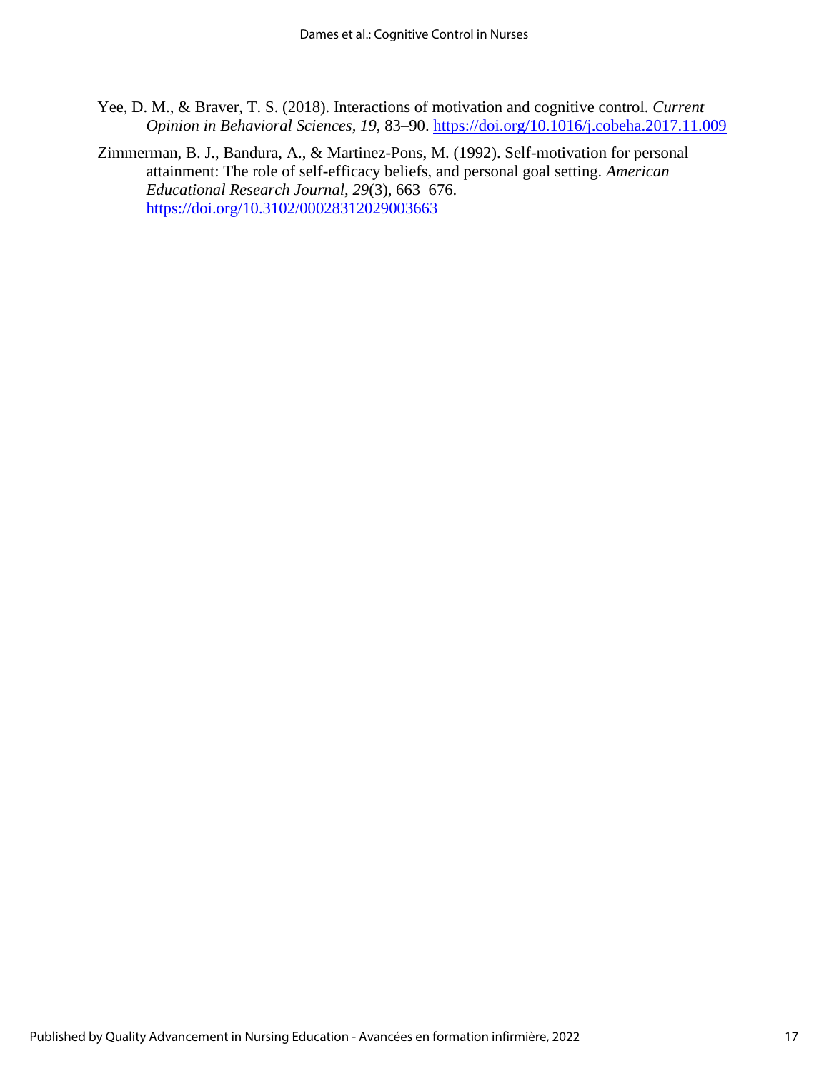Yee, D. M., & Braver, T. S. (2018). Interactions of motivation and cognitive control. *Current Opinion in Behavioral Sciences, 19*, 83–90. https://doi.org/10.1016/j.cobeha.2017.11.009

Zimmerman, B. J., Bandura, A., & Martinez-Pons, M. (1992). Self-motivation for personal attainment: The role of self-efficacy beliefs, and personal goal setting. *American Educational Research Journal*, *29*(3), 663–676. https://doi.org/10.3102/00028312029003663